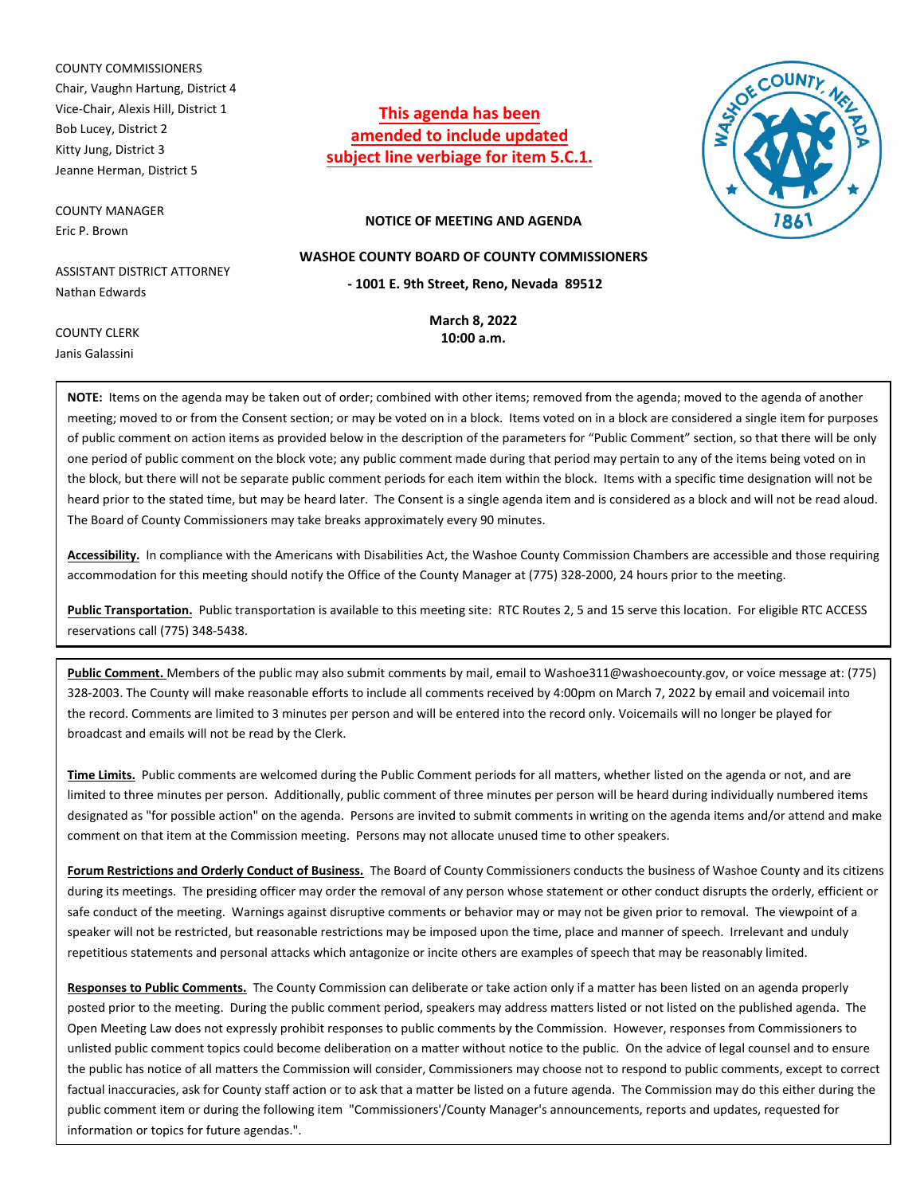COUNTY COMMISSIONERS
Chair, Vaughn Hartung, District 4
Vice-Chair, Alexis Hill, District 1
Bob Lucey, District 2
Kitty Jung, District 3
Jeanne Herman, District 5

COUNTY MANAGER
Eric P. Brown

ASSISTANT DISTRICT ATTORNEY
Nathan Edwards

COUNTY CLERK
Janis Galassini

**This agenda has been amended to include updated subject line verbiage for item 5.C.1.**

**NOTICE OF MEETING AND AGENDA**

**WASHOE COUNTY BOARD OF COUNTY COMMISSIONERS**

**- 1001 E. 9th Street, Reno, Nevada 89512**

**March 8, 2022**
**10:00 a.m.**

**NOTE:** Items on the agenda may be taken out of order; combined with other items; removed from the agenda; moved to the agenda of another meeting; moved to or from the Consent section; or may be voted on in a block. Items voted on in a block are considered a single item for purposes of public comment on action items as provided below in the description of the parameters for "Public Comment" section, so that there will be only one period of public comment on the block vote; any public comment made during that period may pertain to any of the items being voted on in the block, but there will not be separate public comment periods for each item within the block. Items with a specific time designation will not be heard prior to the stated time, but may be heard later. The Consent is a single agenda item and is considered as a block and will not be read aloud. The Board of County Commissioners may take breaks approximately every 90 minutes.

**Accessibility.** In compliance with the Americans with Disabilities Act, the Washoe County Commission Chambers are accessible and those requiring accommodation for this meeting should notify the Office of the County Manager at (775) 328-2000, 24 hours prior to the meeting.

**Public Transportation.** Public transportation is available to this meeting site: RTC Routes 2, 5 and 15 serve this location. For eligible RTC ACCESS reservations call (775) 348-5438.

**Public Comment.** Members of the public may also submit comments by mail, email to Washoe311@washoecounty.gov, or voice message at: (775) 328-2003. The County will make reasonable efforts to include all comments received by 4:00pm on March 7, 2022 by email and voicemail into the record. Comments are limited to 3 minutes per person and will be entered into the record only. Voicemails will no longer be played for broadcast and emails will not be read by the Clerk.

**Time Limits.** Public comments are welcomed during the Public Comment periods for all matters, whether listed on the agenda or not, and are limited to three minutes per person. Additionally, public comment of three minutes per person will be heard during individually numbered items designated as "for possible action" on the agenda. Persons are invited to submit comments in writing on the agenda items and/or attend and make comment on that item at the Commission meeting. Persons may not allocate unused time to other speakers.

**Forum Restrictions and Orderly Conduct of Business.** The Board of County Commissioners conducts the business of Washoe County and its citizens during its meetings. The presiding officer may order the removal of any person whose statement or other conduct disrupts the orderly, efficient or safe conduct of the meeting. Warnings against disruptive comments or behavior may or may not be given prior to removal. The viewpoint of a speaker will not be restricted, but reasonable restrictions may be imposed upon the time, place and manner of speech. Irrelevant and unduly repetitious statements and personal attacks which antagonize or incite others are examples of speech that may be reasonably limited.

**Responses to Public Comments.** The County Commission can deliberate or take action only if a matter has been listed on an agenda properly posted prior to the meeting. During the public comment period, speakers may address matters listed or not listed on the published agenda. The Open Meeting Law does not expressly prohibit responses to public comments by the Commission. However, responses from Commissioners to unlisted public comment topics could become deliberation on a matter without notice to the public. On the advice of legal counsel and to ensure the public has notice of all matters the Commission will consider, Commissioners may choose not to respond to public comments, except to correct factual inaccuracies, ask for County staff action or to ask that a matter be listed on a future agenda. The Commission may do this either during the public comment item or during the following item "Commissioners'/County Manager's announcements, reports and updates, requested for information or topics for future agendas.".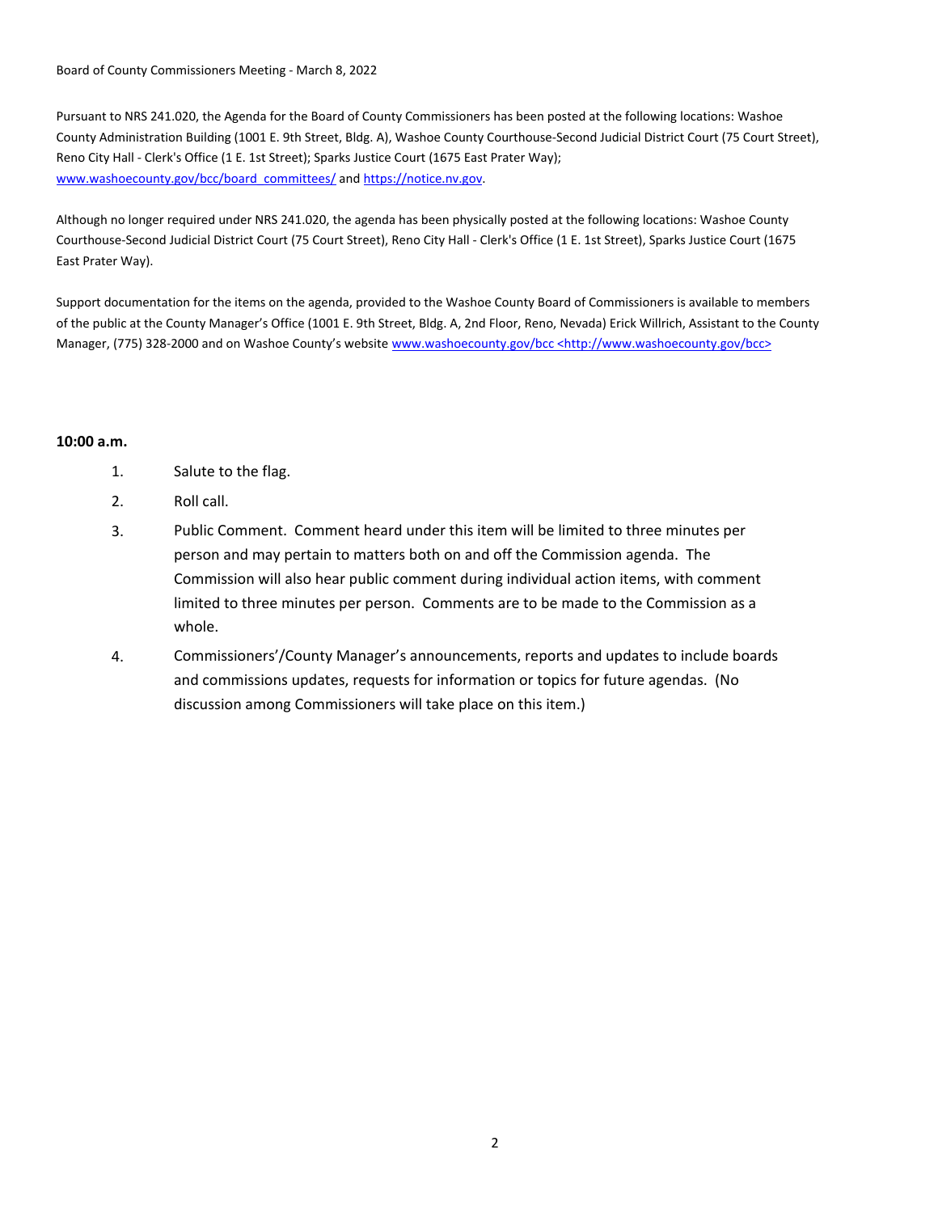Board of County Commissioners Meeting - March 8, 2022

Pursuant to NRS 241.020, the Agenda for the Board of County Commissioners has been posted at the following locations: Washoe County Administration Building (1001 E. 9th Street, Bldg. A), Washoe County Courthouse-Second Judicial District Court (75 Court Street), Reno City Hall - Clerk's Office (1 E. 1st Street); Sparks Justice Court (1675 East Prater Way); www.washoecounty.gov/bcc/board_committees/ and https://notice.nv.gov.

Although no longer required under NRS 241.020, the agenda has been physically posted at the following locations: Washoe County Courthouse-Second Judicial District Court (75 Court Street), Reno City Hall - Clerk's Office (1 E. 1st Street), Sparks Justice Court (1675 East Prater Way).

Support documentation for the items on the agenda, provided to the Washoe County Board of Commissioners is available to members of the public at the County Manager's Office (1001 E. 9th Street, Bldg. A, 2nd Floor, Reno, Nevada) Erick Willrich, Assistant to the County Manager, (775) 328-2000 and on Washoe County's website www.washoecounty.gov/bcc <http://www.washoecounty.gov/bcc>

**10:00 a.m.**

1. Salute to the flag.
2. Roll call.
3. Public Comment. Comment heard under this item will be limited to three minutes per person and may pertain to matters both on and off the Commission agenda. The Commission will also hear public comment during individual action items, with comment limited to three minutes per person. Comments are to be made to the Commission as a whole.
4. Commissioners'/County Manager's announcements, reports and updates to include boards and commissions updates, requests for information or topics for future agendas. (No discussion among Commissioners will take place on this item.)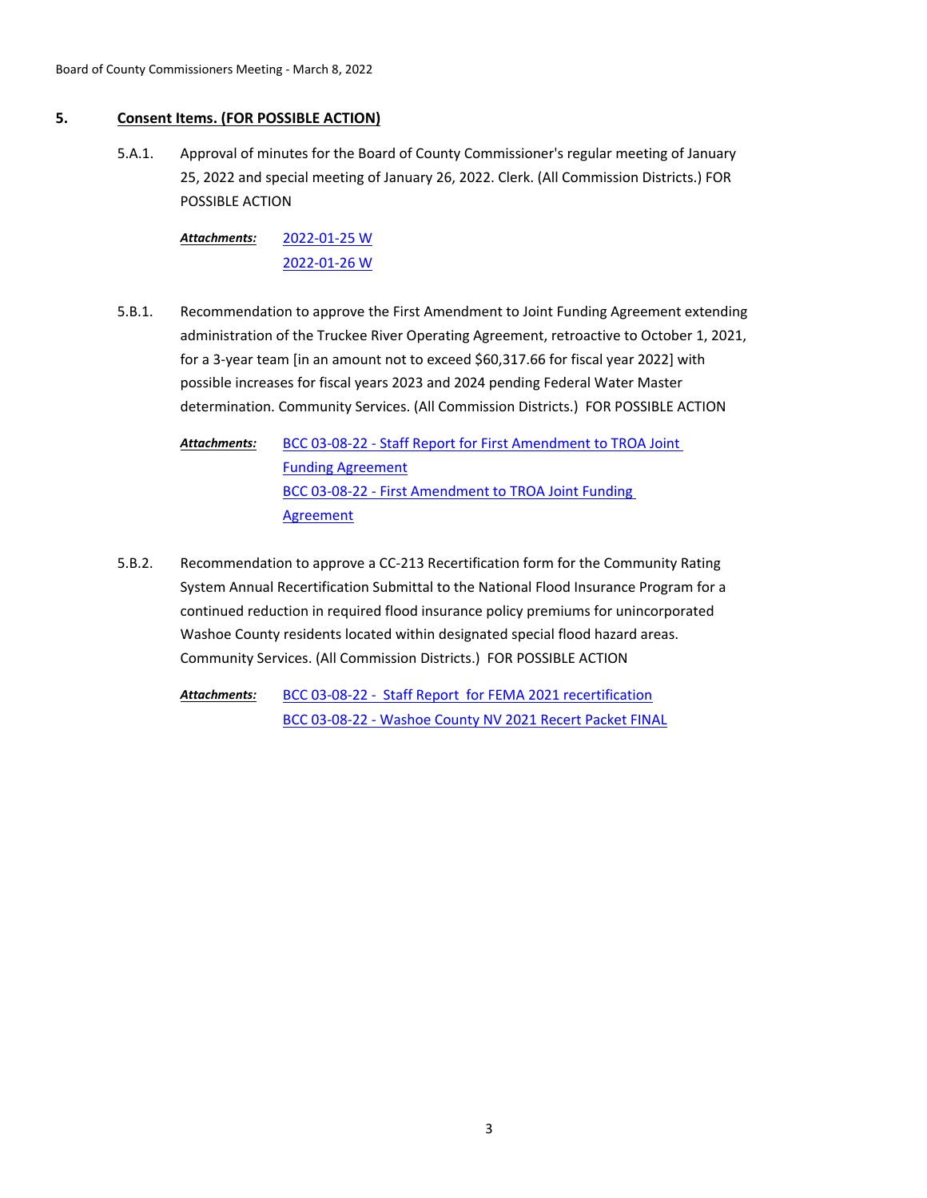## 5. Consent Items. (FOR POSSIBLE ACTION)

5.A.1. Approval of minutes for the Board of County Commissioner's regular meeting of January 25, 2022 and special meeting of January 26, 2022. Clerk. (All Commission Districts.) FOR POSSIBLE ACTION

***Attachments:*** 2022-01-25 W
2022-01-26 W

5.B.1. Recommendation to approve the First Amendment to Joint Funding Agreement extending administration of the Truckee River Operating Agreement, retroactive to October 1, 2021, for a 3-year team [in an amount not to exceed $60,317.66 for fiscal year 2022] with possible increases for fiscal years 2023 and 2024 pending Federal Water Master determination. Community Services. (All Commission Districts.) FOR POSSIBLE ACTION

***Attachments:*** BCC 03-08-22 - Staff Report for First Amendment to TROA Joint Funding Agreement
BCC 03-08-22 - First Amendment to TROA Joint Funding Agreement

5.B.2. Recommendation to approve a CC-213 Recertification form for the Community Rating System Annual Recertification Submittal to the National Flood Insurance Program for a continued reduction in required flood insurance policy premiums for unincorporated Washoe County residents located within designated special flood hazard areas. Community Services. (All Commission Districts.) FOR POSSIBLE ACTION

***Attachments:*** BCC 03-08-22 - Staff Report for FEMA 2021 recertification
BCC 03-08-22 - Washoe County NV 2021 Recert Packet FINAL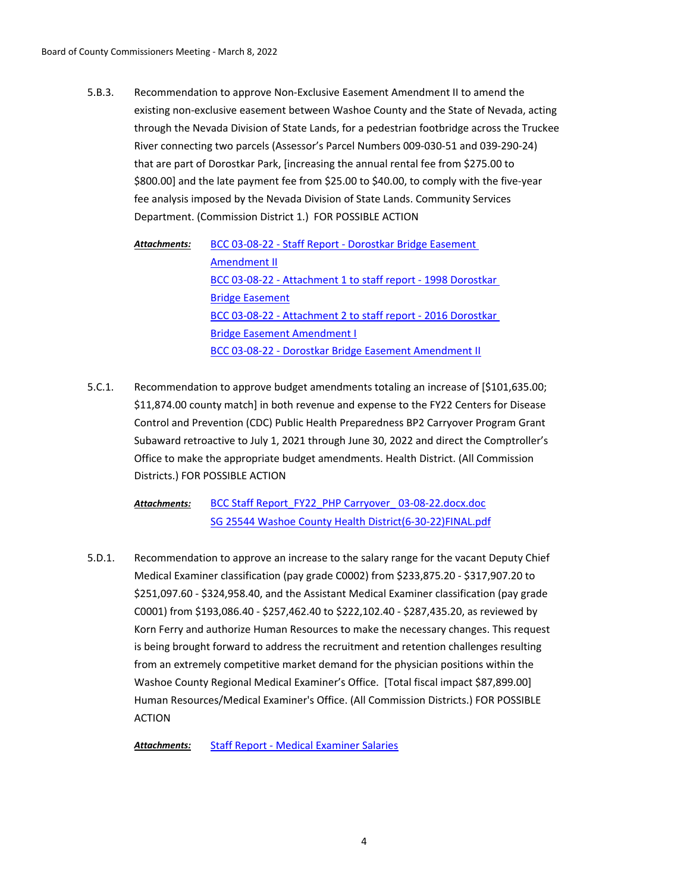5.B.3. Recommendation to approve Non-Exclusive Easement Amendment II to amend the existing non-exclusive easement between Washoe County and the State of Nevada, acting through the Nevada Division of State Lands, for a pedestrian footbridge across the Truckee River connecting two parcels (Assessor's Parcel Numbers 009-030-51 and 039-290-24) that are part of Dorostkar Park, [increasing the annual rental fee from $275.00 to $800.00] and the late payment fee from $25.00 to $40.00, to comply with the five-year fee analysis imposed by the Nevada Division of State Lands. Community Services Department. (Commission District 1.) FOR POSSIBLE ACTION

***Attachments:*** BCC 03-08-22 - Staff Report - Dorostkar Bridge Easement Amendment II
BCC 03-08-22 - Attachment 1 to staff report - 1998 Dorostkar Bridge Easement
BCC 03-08-22 - Attachment 2 to staff report - 2016 Dorostkar Bridge Easement Amendment I
BCC 03-08-22 - Dorostkar Bridge Easement Amendment II

5.C.1. Recommendation to approve budget amendments totaling an increase of [$101,635.00; $11,874.00 county match] in both revenue and expense to the FY22 Centers for Disease Control and Prevention (CDC) Public Health Preparedness BP2 Carryover Program Grant Subaward retroactive to July 1, 2021 through June 30, 2022 and direct the Comptroller's Office to make the appropriate budget amendments. Health District. (All Commission Districts.) FOR POSSIBLE ACTION

***Attachments:*** BCC Staff Report_FY22_PHP Carryover_ 03-08-22.docx.doc
SG 25544 Washoe County Health District(6-30-22)FINAL.pdf

5.D.1. Recommendation to approve an increase to the salary range for the vacant Deputy Chief Medical Examiner classification (pay grade C0002) from $233,875.20 - $317,907.20 to $251,097.60 - $324,958.40, and the Assistant Medical Examiner classification (pay grade C0001) from $193,086.40 - $257,462.40 to $222,102.40 - $287,435.20, as reviewed by Korn Ferry and authorize Human Resources to make the necessary changes. This request is being brought forward to address the recruitment and retention challenges resulting from an extremely competitive market demand for the physician positions within the Washoe County Regional Medical Examiner's Office. [Total fiscal impact $87,899.00] Human Resources/Medical Examiner's Office. (All Commission Districts.) FOR POSSIBLE ACTION

***Attachments:*** Staff Report - Medical Examiner Salaries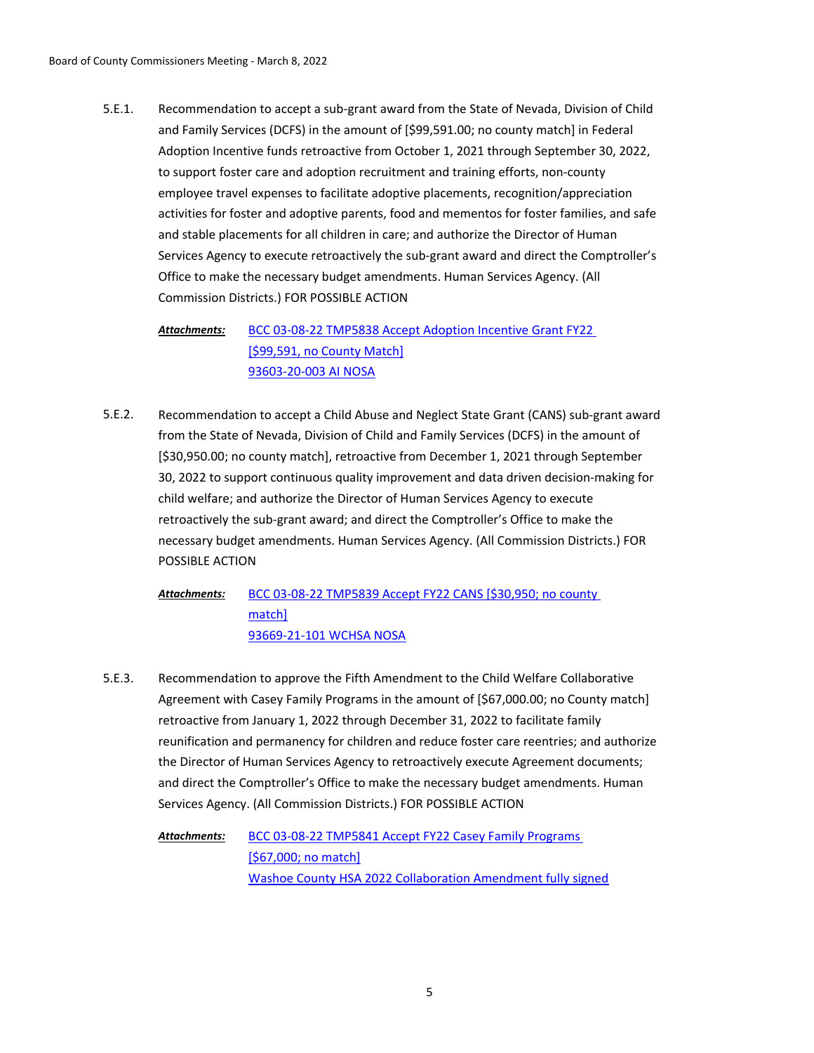5.E.1. Recommendation to accept a sub-grant award from the State of Nevada, Division of Child and Family Services (DCFS) in the amount of [$99,591.00; no county match] in Federal Adoption Incentive funds retroactive from October 1, 2021 through September 30, 2022, to support foster care and adoption recruitment and training efforts, non-county employee travel expenses to facilitate adoptive placements, recognition/appreciation activities for foster and adoptive parents, food and mementos for foster families, and safe and stable placements for all children in care; and authorize the Director of Human Services Agency to execute retroactively the sub-grant award and direct the Comptroller's Office to make the necessary budget amendments. Human Services Agency. (All Commission Districts.) FOR POSSIBLE ACTION

*Attachments:* BCC 03-08-22 TMP5838 Accept Adoption Incentive Grant FY22 [$99,591, no County Match]
93603-20-003 AI NOSA

5.E.2. Recommendation to accept a Child Abuse and Neglect State Grant (CANS) sub-grant award from the State of Nevada, Division of Child and Family Services (DCFS) in the amount of [$30,950.00; no county match], retroactive from December 1, 2021 through September 30, 2022 to support continuous quality improvement and data driven decision-making for child welfare; and authorize the Director of Human Services Agency to execute retroactively the sub-grant award; and direct the Comptroller's Office to make the necessary budget amendments. Human Services Agency. (All Commission Districts.) FOR POSSIBLE ACTION

*Attachments:* BCC 03-08-22 TMP5839 Accept FY22 CANS [$30,950; no county match]
93669-21-101 WCHSA NOSA

5.E.3. Recommendation to approve the Fifth Amendment to the Child Welfare Collaborative Agreement with Casey Family Programs in the amount of [$67,000.00; no County match] retroactive from January 1, 2022 through December 31, 2022 to facilitate family reunification and permanency for children and reduce foster care reentries; and authorize the Director of Human Services Agency to retroactively execute Agreement documents; and direct the Comptroller's Office to make the necessary budget amendments. Human Services Agency. (All Commission Districts.) FOR POSSIBLE ACTION

*Attachments:* BCC 03-08-22 TMP5841 Accept FY22 Casey Family Programs [$67,000; no match]
Washoe County HSA 2022 Collaboration Amendment fully signed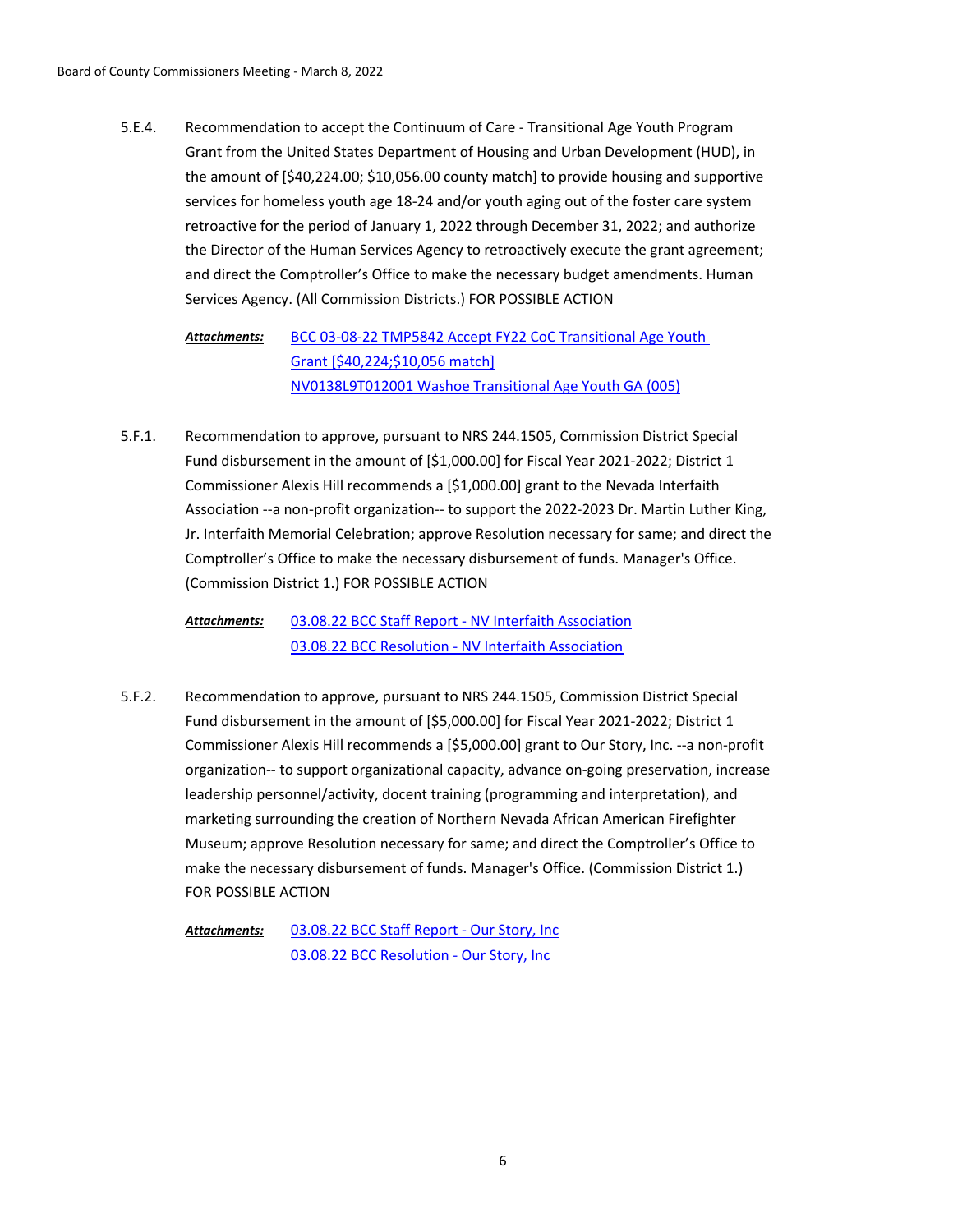5.E.4. Recommendation to accept the Continuum of Care - Transitional Age Youth Program Grant from the United States Department of Housing and Urban Development (HUD), in the amount of [$40,224.00; $10,056.00 county match] to provide housing and supportive services for homeless youth age 18-24 and/or youth aging out of the foster care system retroactive for the period of January 1, 2022 through December 31, 2022; and authorize the Director of the Human Services Agency to retroactively execute the grant agreement; and direct the Comptroller's Office to make the necessary budget amendments. Human Services Agency. (All Commission Districts.) FOR POSSIBLE ACTION

***Attachments:*** BCC 03-08-22 TMP5842 Accept FY22 CoC Transitional Age Youth Grant [$40,224;$10,056 match]
NV0138L9T012001 Washoe Transitional Age Youth GA (005)

5.F.1. Recommendation to approve, pursuant to NRS 244.1505, Commission District Special Fund disbursement in the amount of [$1,000.00] for Fiscal Year 2021-2022; District 1 Commissioner Alexis Hill recommends a [$1,000.00] grant to the Nevada Interfaith Association --a non-profit organization-- to support the 2022-2023 Dr. Martin Luther King, Jr. Interfaith Memorial Celebration; approve Resolution necessary for same; and direct the Comptroller's Office to make the necessary disbursement of funds. Manager's Office. (Commission District 1.) FOR POSSIBLE ACTION

***Attachments:*** 03.08.22 BCC Staff Report - NV Interfaith Association
03.08.22 BCC Resolution - NV Interfaith Association

5.F.2. Recommendation to approve, pursuant to NRS 244.1505, Commission District Special Fund disbursement in the amount of [$5,000.00] for Fiscal Year 2021-2022; District 1 Commissioner Alexis Hill recommends a [$5,000.00] grant to Our Story, Inc. --a non-profit organization-- to support organizational capacity, advance on-going preservation, increase leadership personnel/activity, docent training (programming and interpretation), and marketing surrounding the creation of Northern Nevada African American Firefighter Museum; approve Resolution necessary for same; and direct the Comptroller's Office to make the necessary disbursement of funds. Manager's Office. (Commission District 1.) FOR POSSIBLE ACTION

***Attachments:*** 03.08.22 BCC Staff Report - Our Story, Inc
03.08.22 BCC Resolution - Our Story, Inc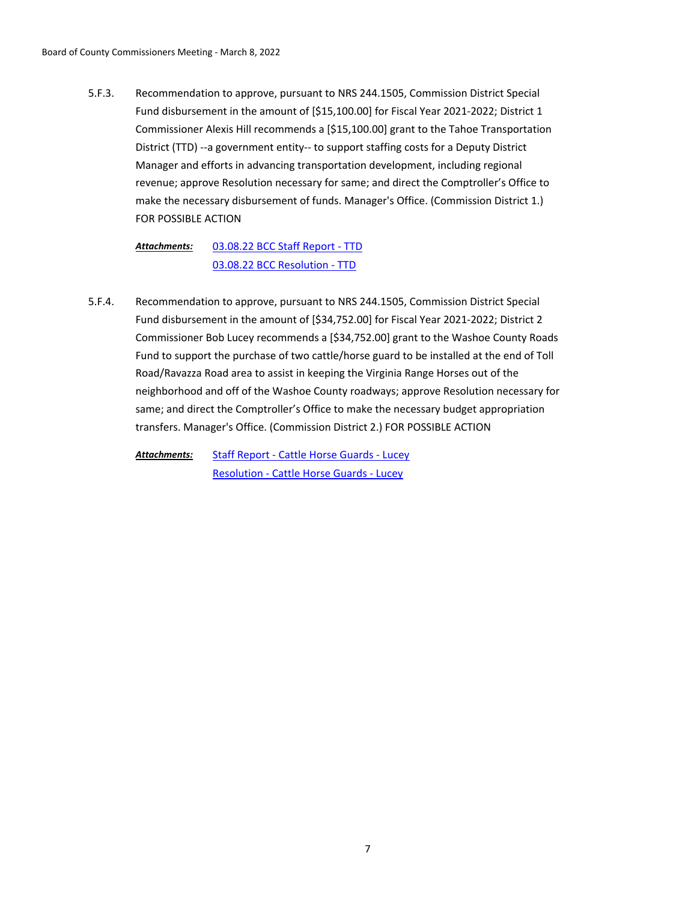5.F.3. Recommendation to approve, pursuant to NRS 244.1505, Commission District Special Fund disbursement in the amount of [$15,100.00] for Fiscal Year 2021-2022; District 1 Commissioner Alexis Hill recommends a [$15,100.00] grant to the Tahoe Transportation District (TTD) --a government entity-- to support staffing costs for a Deputy District Manager and efforts in advancing transportation development, including regional revenue; approve Resolution necessary for same; and direct the Comptroller's Office to make the necessary disbursement of funds. Manager's Office. (Commission District 1.) FOR POSSIBLE ACTION

***Attachments:*** 03.08.22 BCC Staff Report - TTD
03.08.22 BCC Resolution - TTD

5.F.4. Recommendation to approve, pursuant to NRS 244.1505, Commission District Special Fund disbursement in the amount of [$34,752.00] for Fiscal Year 2021-2022; District 2 Commissioner Bob Lucey recommends a [$34,752.00] grant to the Washoe County Roads Fund to support the purchase of two cattle/horse guard to be installed at the end of Toll Road/Ravazza Road area to assist in keeping the Virginia Range Horses out of the neighborhood and off of the Washoe County roadways; approve Resolution necessary for same; and direct the Comptroller's Office to make the necessary budget appropriation transfers. Manager's Office. (Commission District 2.) FOR POSSIBLE ACTION

***Attachments:*** Staff Report - Cattle Horse Guards - Lucey
Resolution - Cattle Horse Guards - Lucey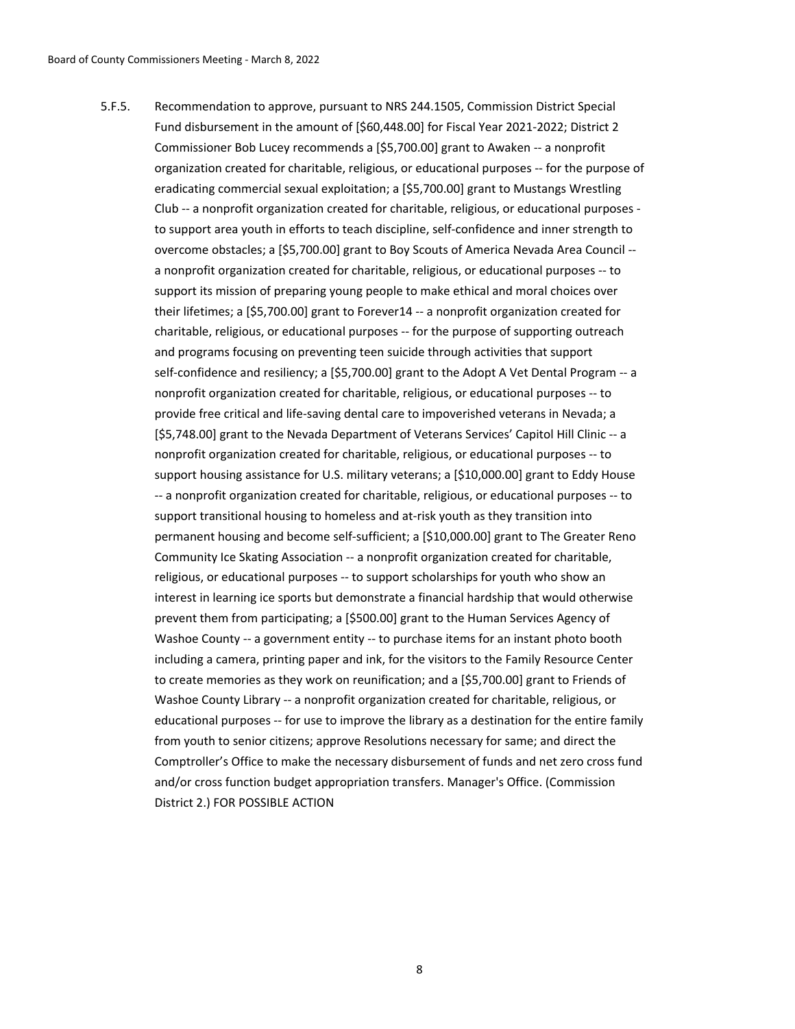5.F.5. Recommendation to approve, pursuant to NRS 244.1505, Commission District Special Fund disbursement in the amount of [$60,448.00] for Fiscal Year 2021-2022; District 2 Commissioner Bob Lucey recommends a [$5,700.00] grant to Awaken -- a nonprofit organization created for charitable, religious, or educational purposes -- for the purpose of eradicating commercial sexual exploitation; a [$5,700.00] grant to Mustangs Wrestling Club -- a nonprofit organization created for charitable, religious, or educational purposes - to support area youth in efforts to teach discipline, self-confidence and inner strength to overcome obstacles; a [$5,700.00] grant to Boy Scouts of America Nevada Area Council -- a nonprofit organization created for charitable, religious, or educational purposes -- to support its mission of preparing young people to make ethical and moral choices over their lifetimes; a [$5,700.00] grant to Forever14 -- a nonprofit organization created for charitable, religious, or educational purposes -- for the purpose of supporting outreach and programs focusing on preventing teen suicide through activities that support self-confidence and resiliency; a [$5,700.00] grant to the Adopt A Vet Dental Program -- a nonprofit organization created for charitable, religious, or educational purposes -- to provide free critical and life-saving dental care to impoverished veterans in Nevada; a [$5,748.00] grant to the Nevada Department of Veterans Services' Capitol Hill Clinic -- a nonprofit organization created for charitable, religious, or educational purposes -- to support housing assistance for U.S. military veterans; a [$10,000.00] grant to Eddy House -- a nonprofit organization created for charitable, religious, or educational purposes -- to support transitional housing to homeless and at-risk youth as they transition into permanent housing and become self-sufficient; a [$10,000.00] grant to The Greater Reno Community Ice Skating Association -- a nonprofit organization created for charitable, religious, or educational purposes -- to support scholarships for youth who show an interest in learning ice sports but demonstrate a financial hardship that would otherwise prevent them from participating; a [$500.00] grant to the Human Services Agency of Washoe County -- a government entity -- to purchase items for an instant photo booth including a camera, printing paper and ink, for the visitors to the Family Resource Center to create memories as they work on reunification; and a [$5,700.00] grant to Friends of Washoe County Library -- a nonprofit organization created for charitable, religious, or educational purposes -- for use to improve the library as a destination for the entire family from youth to senior citizens; approve Resolutions necessary for same; and direct the Comptroller's Office to make the necessary disbursement of funds and net zero cross fund and/or cross function budget appropriation transfers. Manager's Office. (Commission District 2.) FOR POSSIBLE ACTION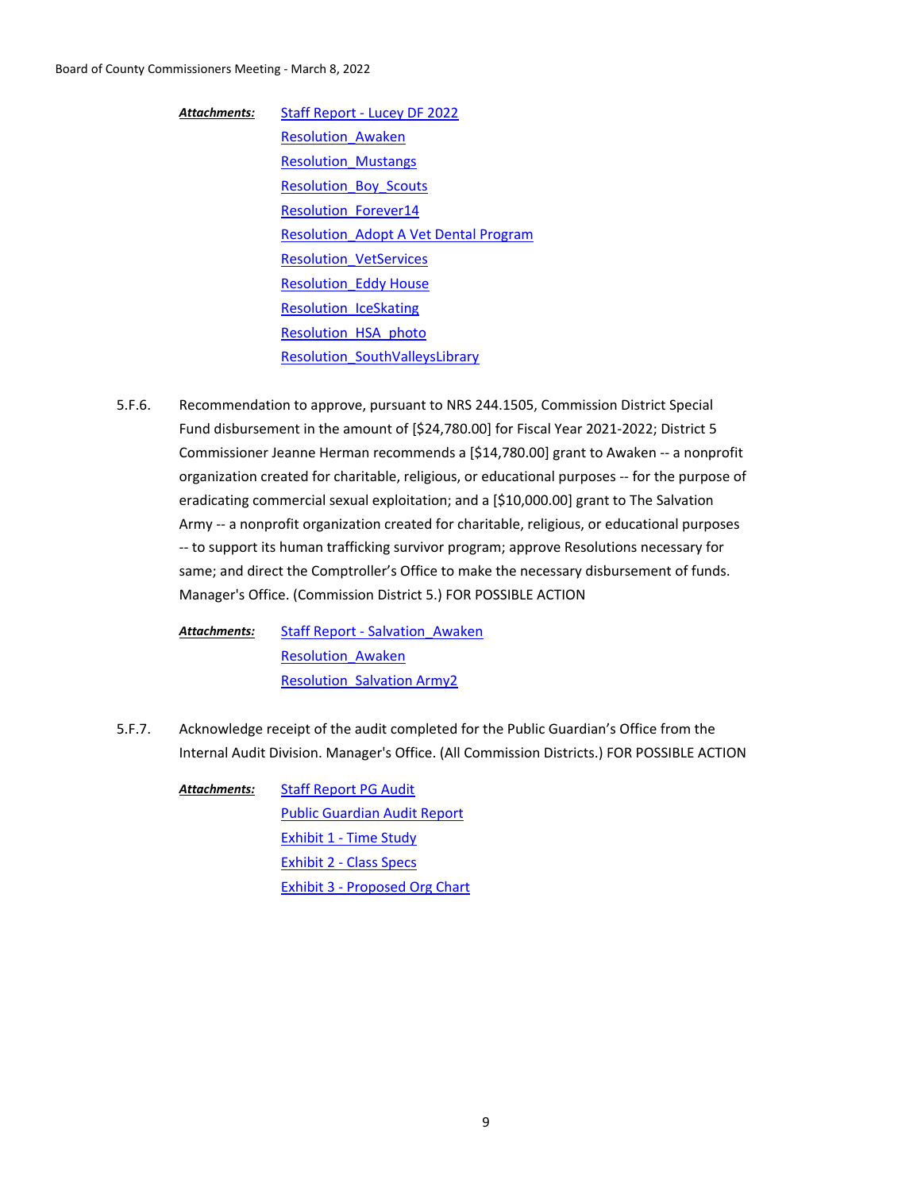***Attachments:*** Staff Report - Lucey DF 2022
Resolution_Awaken
Resolution_Mustangs
Resolution_Boy_Scouts
Resolution_Forever14
Resolution_Adopt A Vet Dental Program
Resolution_VetServices
Resolution_Eddy House
Resolution_IceSkating
Resolution_HSA_photo
Resolution_SouthValleysLibrary

5.F.6. Recommendation to approve, pursuant to NRS 244.1505, Commission District Special Fund disbursement in the amount of [$24,780.00] for Fiscal Year 2021-2022; District 5 Commissioner Jeanne Herman recommends a [$14,780.00] grant to Awaken -- a nonprofit organization created for charitable, religious, or educational purposes -- for the purpose of eradicating commercial sexual exploitation; and a [$10,000.00] grant to The Salvation Army -- a nonprofit organization created for charitable, religious, or educational purposes -- to support its human trafficking survivor program; approve Resolutions necessary for same; and direct the Comptroller's Office to make the necessary disbursement of funds. Manager's Office. (Commission District 5.) FOR POSSIBLE ACTION

***Attachments:*** Staff Report - Salvation_Awaken
Resolution_Awaken
Resolution_Salvation Army2

5.F.7. Acknowledge receipt of the audit completed for the Public Guardian's Office from the Internal Audit Division. Manager's Office. (All Commission Districts.) FOR POSSIBLE ACTION

***Attachments:*** Staff Report PG Audit
Public Guardian Audit Report
Exhibit 1 - Time Study
Exhibit 2 - Class Specs
Exhibit 3 - Proposed Org Chart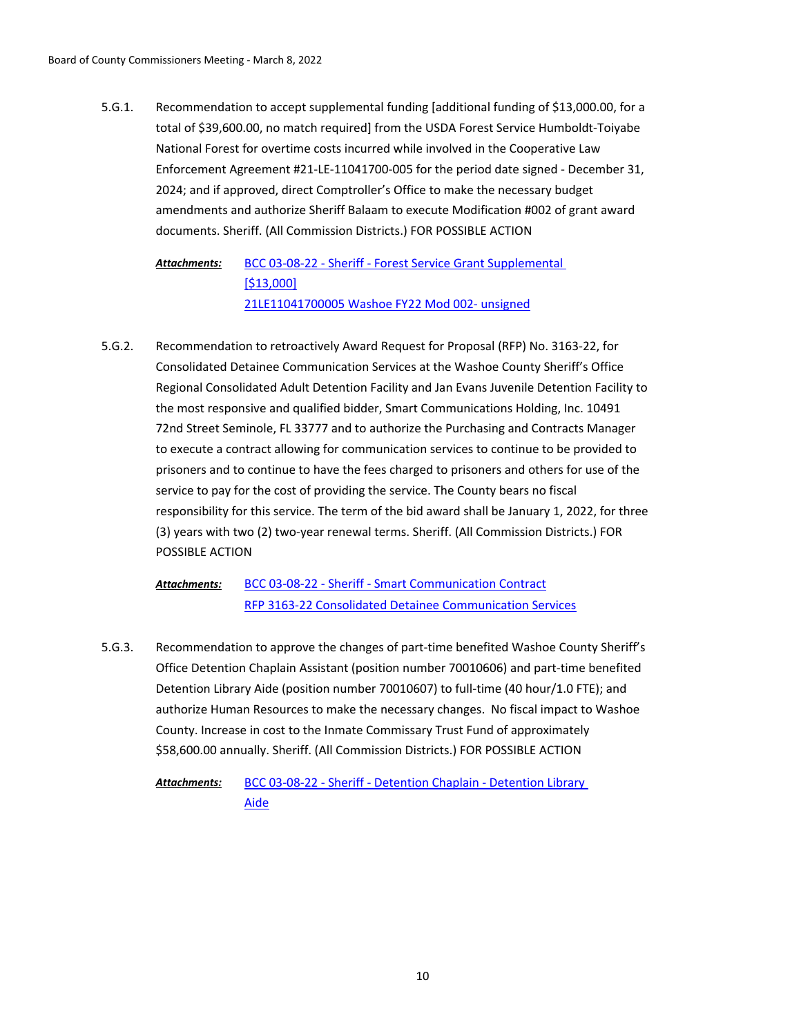5.G.1. Recommendation to accept supplemental funding [additional funding of $13,000.00, for a total of $39,600.00, no match required] from the USDA Forest Service Humboldt-Toiyabe National Forest for overtime costs incurred while involved in the Cooperative Law Enforcement Agreement #21-LE-11041700-005 for the period date signed - December 31, 2024; and if approved, direct Comptroller's Office to make the necessary budget amendments and authorize Sheriff Balaam to execute Modification #002 of grant award documents. Sheriff. (All Commission Districts.) FOR POSSIBLE ACTION

***Attachments:*** BCC 03-08-22 - Sheriff - Forest Service Grant Supplemental [$13,000]
21LE11041700005 Washoe FY22 Mod 002- unsigned

5.G.2. Recommendation to retroactively Award Request for Proposal (RFP) No. 3163-22, for Consolidated Detainee Communication Services at the Washoe County Sheriff's Office Regional Consolidated Adult Detention Facility and Jan Evans Juvenile Detention Facility to the most responsive and qualified bidder, Smart Communications Holding, Inc. 10491 72nd Street Seminole, FL 33777 and to authorize the Purchasing and Contracts Manager to execute a contract allowing for communication services to continue to be provided to prisoners and to continue to have the fees charged to prisoners and others for use of the service to pay for the cost of providing the service. The County bears no fiscal responsibility for this service. The term of the bid award shall be January 1, 2022, for three (3) years with two (2) two-year renewal terms. Sheriff. (All Commission Districts.) FOR POSSIBLE ACTION

***Attachments:*** BCC 03-08-22 - Sheriff - Smart Communication Contract
RFP 3163-22 Consolidated Detainee Communication Services

5.G.3. Recommendation to approve the changes of part-time benefited Washoe County Sheriff's Office Detention Chaplain Assistant (position number 70010606) and part-time benefited Detention Library Aide (position number 70010607) to full-time (40 hour/1.0 FTE); and authorize Human Resources to make the necessary changes. No fiscal impact to Washoe County. Increase in cost to the Inmate Commissary Trust Fund of approximately $58,600.00 annually. Sheriff. (All Commission Districts.) FOR POSSIBLE ACTION

***Attachments:*** BCC 03-08-22 - Sheriff - Detention Chaplain - Detention Library Aide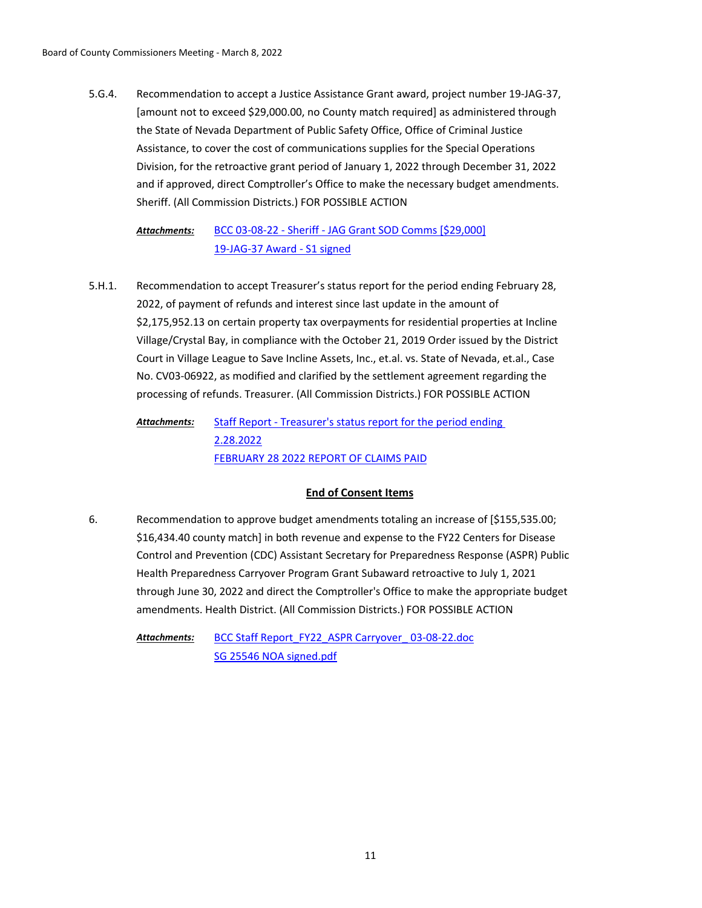5.G.4. Recommendation to accept a Justice Assistance Grant award, project number 19-JAG-37, [amount not to exceed $29,000.00, no County match required] as administered through the State of Nevada Department of Public Safety Office, Office of Criminal Justice Assistance, to cover the cost of communications supplies for the Special Operations Division, for the retroactive grant period of January 1, 2022 through December 31, 2022 and if approved, direct Comptroller's Office to make the necessary budget amendments. Sheriff. (All Commission Districts.) FOR POSSIBLE ACTION

***Attachments:*** BCC 03-08-22 - Sheriff - JAG Grant SOD Comms [$29,000]
19-JAG-37 Award - S1 signed

5.H.1. Recommendation to accept Treasurer's status report for the period ending February 28, 2022, of payment of refunds and interest since last update in the amount of $2,175,952.13 on certain property tax overpayments for residential properties at Incline Village/Crystal Bay, in compliance with the October 21, 2019 Order issued by the District Court in Village League to Save Incline Assets, Inc., et.al. vs. State of Nevada, et.al., Case No. CV03-06922, as modified and clarified by the settlement agreement regarding the processing of refunds. Treasurer. (All Commission Districts.) FOR POSSIBLE ACTION

***Attachments:*** Staff Report - Treasurer's status report for the period ending 2.28.2022
FEBRUARY 28 2022 REPORT OF CLAIMS PAID

**End of Consent Items**

6. Recommendation to approve budget amendments totaling an increase of [$155,535.00; $16,434.40 county match] in both revenue and expense to the FY22 Centers for Disease Control and Prevention (CDC) Assistant Secretary for Preparedness Response (ASPR) Public Health Preparedness Carryover Program Grant Subaward retroactive to July 1, 2021 through June 30, 2022 and direct the Comptroller's Office to make the appropriate budget amendments. Health District. (All Commission Districts.) FOR POSSIBLE ACTION

***Attachments:*** BCC Staff Report_FY22_ASPR Carryover_ 03-08-22.doc
SG 25546 NOA signed.pdf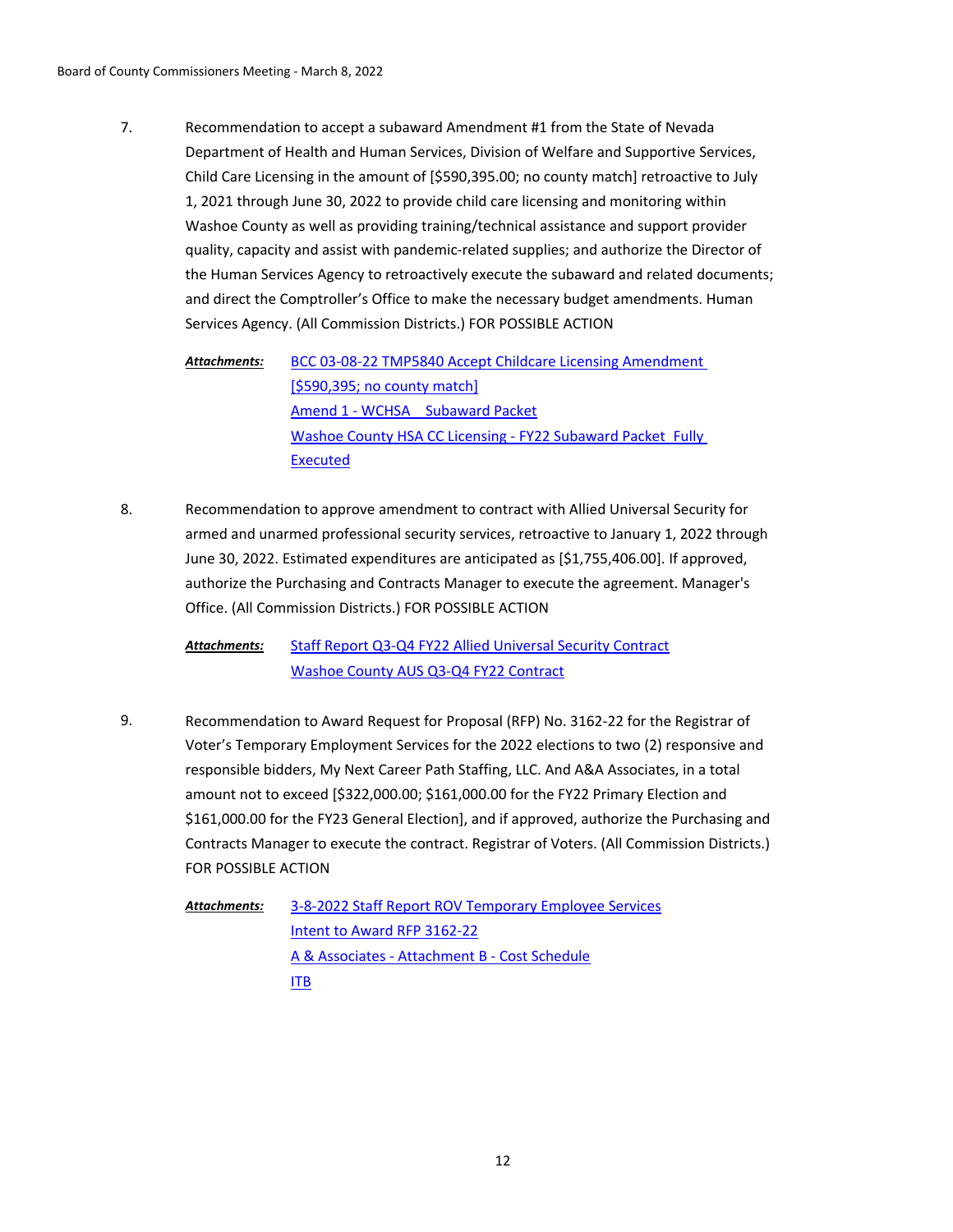7. Recommendation to accept a subaward Amendment #1 from the State of Nevada Department of Health and Human Services, Division of Welfare and Supportive Services, Child Care Licensing in the amount of [$590,395.00; no county match] retroactive to July 1, 2021 through June 30, 2022 to provide child care licensing and monitoring within Washoe County as well as providing training/technical assistance and support provider quality, capacity and assist with pandemic-related supplies; and authorize the Director of the Human Services Agency to retroactively execute the subaward and related documents; and direct the Comptroller's Office to make the necessary budget amendments. Human Services Agency. (All Commission Districts.) FOR POSSIBLE ACTION

   ***Attachments:*** BCC 03-08-22 TMP5840 Accept Childcare Licensing Amendment [$590,395; no county match]
   Amend 1 - WCHSA  Subaward Packet
   Washoe County HSA CC Licensing - FY22 Subaward Packet  Fully Executed

8. Recommendation to approve amendment to contract with Allied Universal Security for armed and unarmed professional security services, retroactive to January 1, 2022 through June 30, 2022. Estimated expenditures are anticipated as [$1,755,406.00]. If approved, authorize the Purchasing and Contracts Manager to execute the agreement. Manager's Office. (All Commission Districts.) FOR POSSIBLE ACTION

   ***Attachments:*** Staff Report Q3-Q4 FY22 Allied Universal Security Contract
   Washoe County AUS Q3-Q4 FY22 Contract

9. Recommendation to Award Request for Proposal (RFP) No. 3162-22 for the Registrar of Voter's Temporary Employment Services for the 2022 elections to two (2) responsive and responsible bidders, My Next Career Path Staffing, LLC. And A&A Associates, in a total amount not to exceed [$322,000.00; $161,000.00 for the FY22 Primary Election and $161,000.00 for the FY23 General Election], and if approved, authorize the Purchasing and Contracts Manager to execute the contract. Registrar of Voters. (All Commission Districts.) FOR POSSIBLE ACTION

   ***Attachments:*** 3-8-2022 Staff Report ROV Temporary Employee Services
   Intent to Award RFP 3162-22
   A & Associates - Attachment B - Cost Schedule
   ITB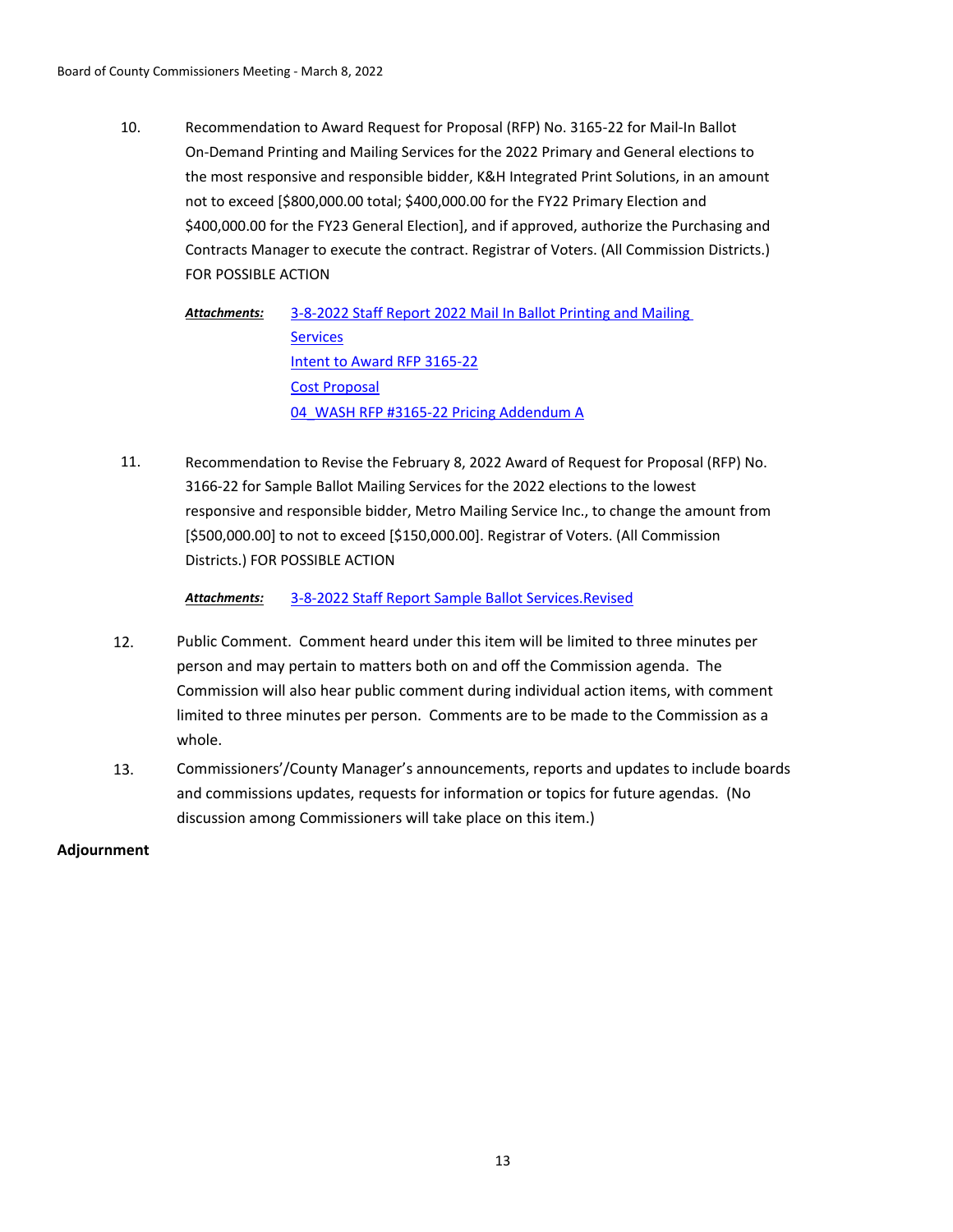10. Recommendation to Award Request for Proposal (RFP) No. 3165-22 for Mail-In Ballot On-Demand Printing and Mailing Services for the 2022 Primary and General elections to the most responsive and responsible bidder, K&H Integrated Print Solutions, in an amount not to exceed [$800,000.00 total; $400,000.00 for the FY22 Primary Election and $400,000.00 for the FY23 General Election], and if approved, authorize the Purchasing and Contracts Manager to execute the contract. Registrar of Voters. (All Commission Districts.) FOR POSSIBLE ACTION

    ***Attachments:*** 3-8-2022 Staff Report 2022 Mail In Ballot Printing and Mailing Services
    Intent to Award RFP 3165-22
    Cost Proposal
    04_WASH RFP #3165-22 Pricing Addendum A

11. Recommendation to Revise the February 8, 2022 Award of Request for Proposal (RFP) No. 3166-22 for Sample Ballot Mailing Services for the 2022 elections to the lowest responsive and responsible bidder, Metro Mailing Service Inc., to change the amount from [$500,000.00] to not to exceed [$150,000.00]. Registrar of Voters. (All Commission Districts.) FOR POSSIBLE ACTION

    ***Attachments:*** 3-8-2022 Staff Report Sample Ballot Services.Revised

12. Public Comment. Comment heard under this item will be limited to three minutes per person and may pertain to matters both on and off the Commission agenda. The Commission will also hear public comment during individual action items, with comment limited to three minutes per person. Comments are to be made to the Commission as a whole.

13. Commissioners'/County Manager's announcements, reports and updates to include boards and commissions updates, requests for information or topics for future agendas. (No discussion among Commissioners will take place on this item.)

**Adjournment**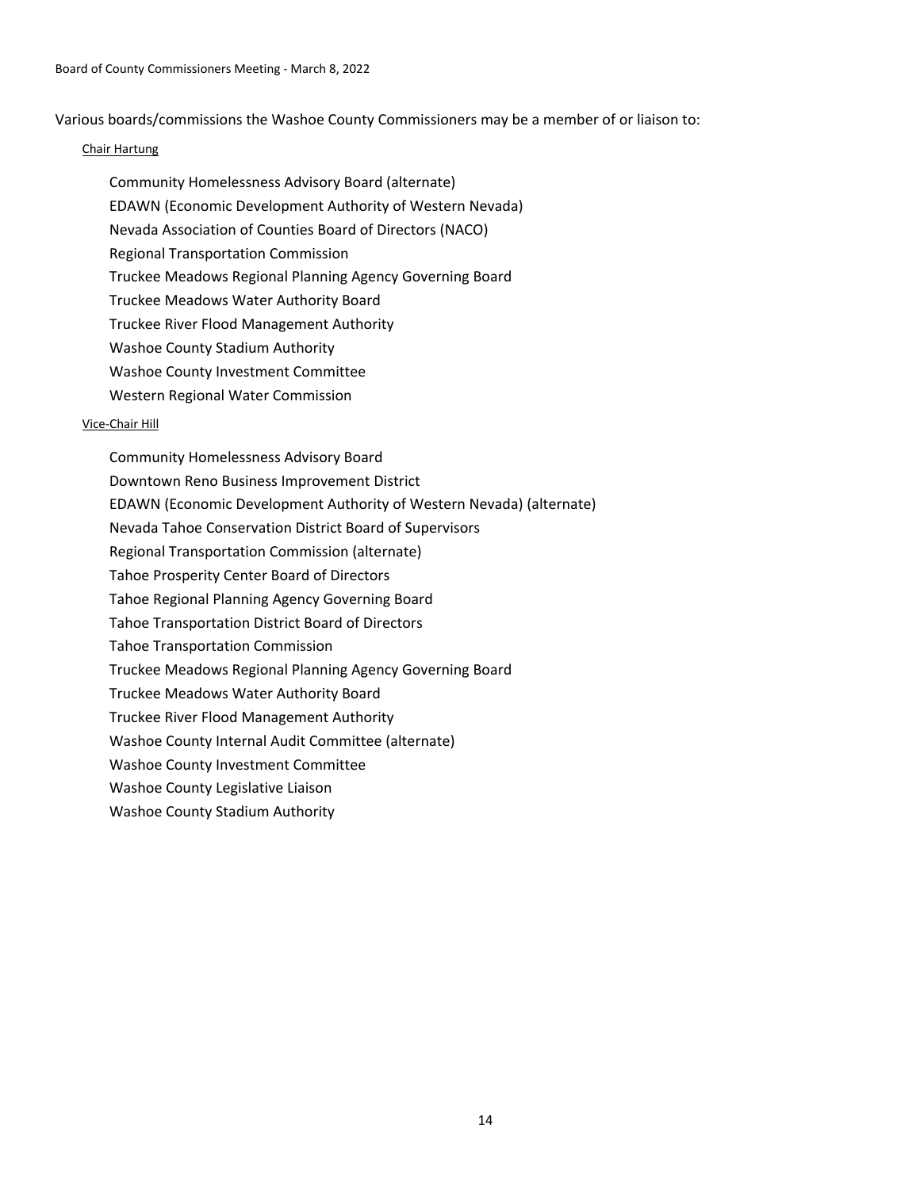Various boards/commissions the Washoe County Commissioners may be a member of or liaison to:

Chair Hartung

- Community Homelessness Advisory Board (alternate)
- EDAWN (Economic Development Authority of Western Nevada)
- Nevada Association of Counties Board of Directors (NACO)
- Regional Transportation Commission
- Truckee Meadows Regional Planning Agency Governing Board
- Truckee Meadows Water Authority Board
- Truckee River Flood Management Authority
- Washoe County Stadium Authority
- Washoe County Investment Committee
- Western Regional Water Commission

Vice-Chair Hill

- Community Homelessness Advisory Board
- Downtown Reno Business Improvement District
- EDAWN (Economic Development Authority of Western Nevada) (alternate)
- Nevada Tahoe Conservation District Board of Supervisors
- Regional Transportation Commission (alternate)
- Tahoe Prosperity Center Board of Directors
- Tahoe Regional Planning Agency Governing Board
- Tahoe Transportation District Board of Directors
- Tahoe Transportation Commission
- Truckee Meadows Regional Planning Agency Governing Board
- Truckee Meadows Water Authority Board
- Truckee River Flood Management Authority
- Washoe County Internal Audit Committee (alternate)
- Washoe County Investment Committee
- Washoe County Legislative Liaison
- Washoe County Stadium Authority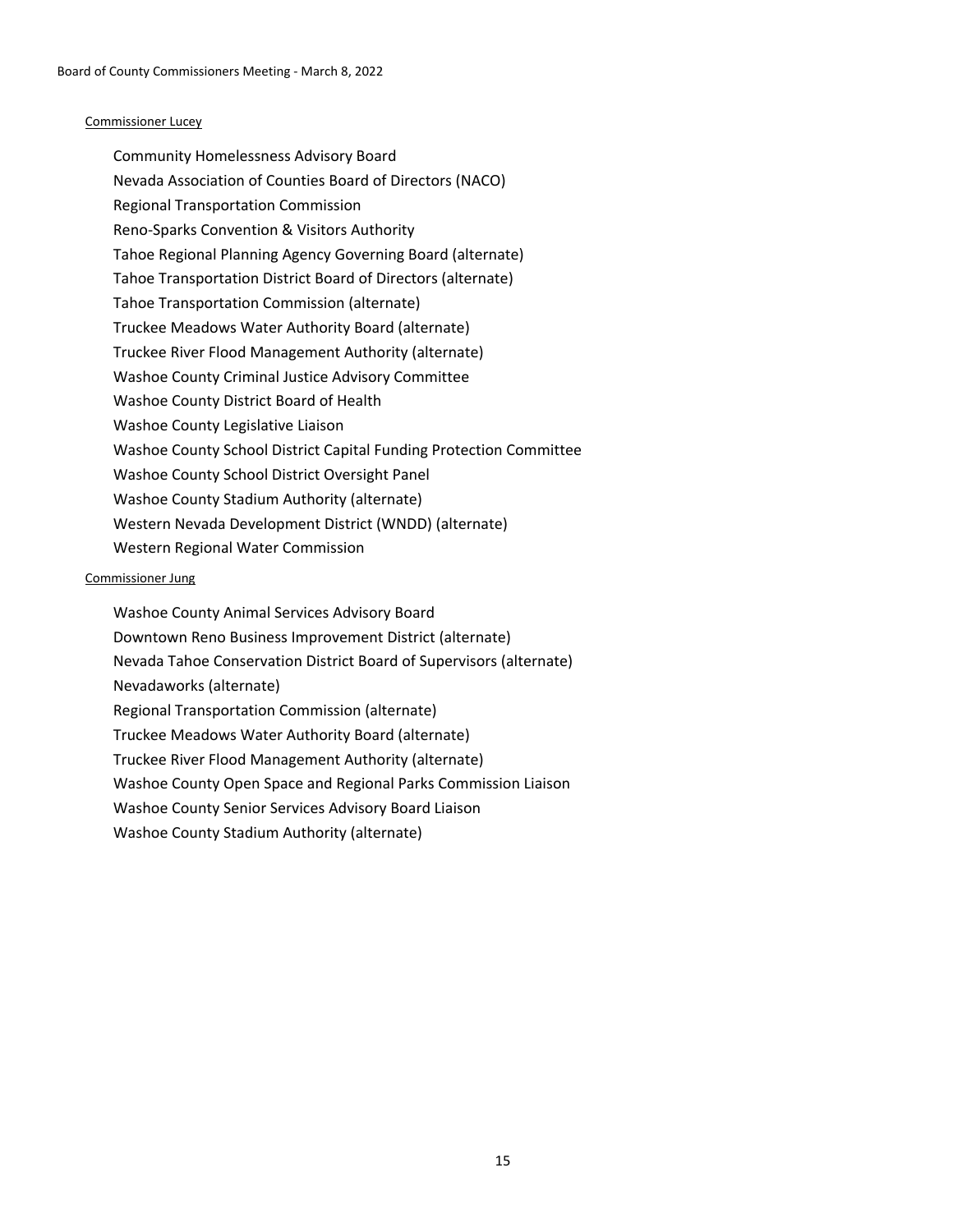Commissioner Lucey

- Community Homelessness Advisory Board
- Nevada Association of Counties Board of Directors (NACO)
- Regional Transportation Commission
- Reno-Sparks Convention & Visitors Authority
- Tahoe Regional Planning Agency Governing Board (alternate)
- Tahoe Transportation District Board of Directors (alternate)
- Tahoe Transportation Commission (alternate)
- Truckee Meadows Water Authority Board (alternate)
- Truckee River Flood Management Authority (alternate)
- Washoe County Criminal Justice Advisory Committee
- Washoe County District Board of Health
- Washoe County Legislative Liaison
- Washoe County School District Capital Funding Protection Committee
- Washoe County School District Oversight Panel
- Washoe County Stadium Authority (alternate)
- Western Nevada Development District (WNDD) (alternate)
- Western Regional Water Commission

Commissioner Jung

- Washoe County Animal Services Advisory Board
- Downtown Reno Business Improvement District (alternate)
- Nevada Tahoe Conservation District Board of Supervisors (alternate)
- Nevadaworks (alternate)
- Regional Transportation Commission (alternate)
- Truckee Meadows Water Authority Board (alternate)
- Truckee River Flood Management Authority (alternate)
- Washoe County Open Space and Regional Parks Commission Liaison
- Washoe County Senior Services Advisory Board Liaison
- Washoe County Stadium Authority (alternate)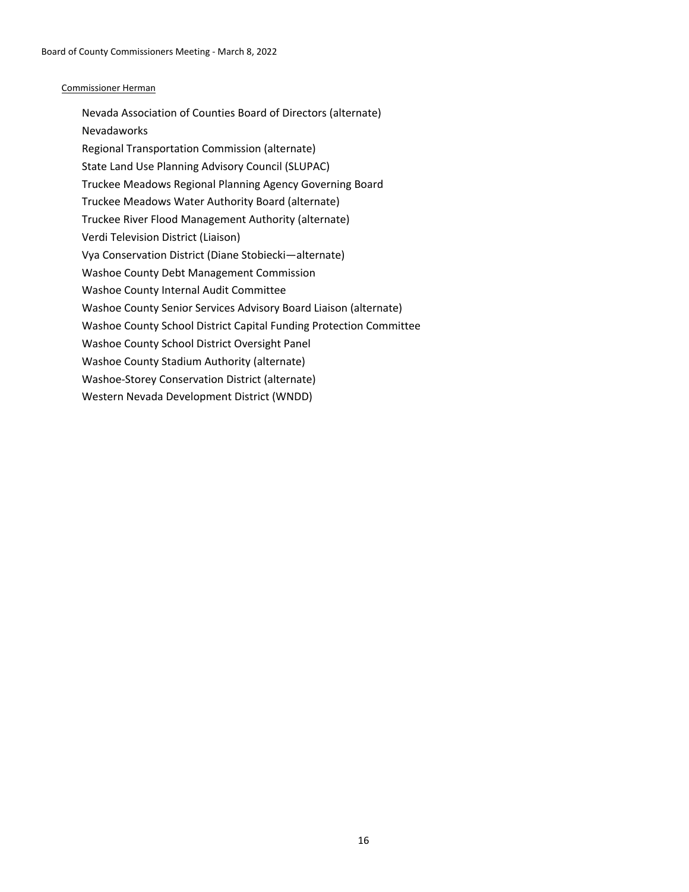Commissioner Herman

Nevada Association of Counties Board of Directors (alternate)

Nevadaworks

Regional Transportation Commission (alternate)

State Land Use Planning Advisory Council (SLUPAC)

Truckee Meadows Regional Planning Agency Governing Board

Truckee Meadows Water Authority Board (alternate)

Truckee River Flood Management Authority (alternate)

Verdi Television District (Liaison)

Vya Conservation District (Diane Stobiecki—alternate)

Washoe County Debt Management Commission

Washoe County Internal Audit Committee

Washoe County Senior Services Advisory Board Liaison (alternate)

Washoe County School District Capital Funding Protection Committee

Washoe County School District Oversight Panel

Washoe County Stadium Authority (alternate)

Washoe-Storey Conservation District (alternate)

Western Nevada Development District (WNDD)